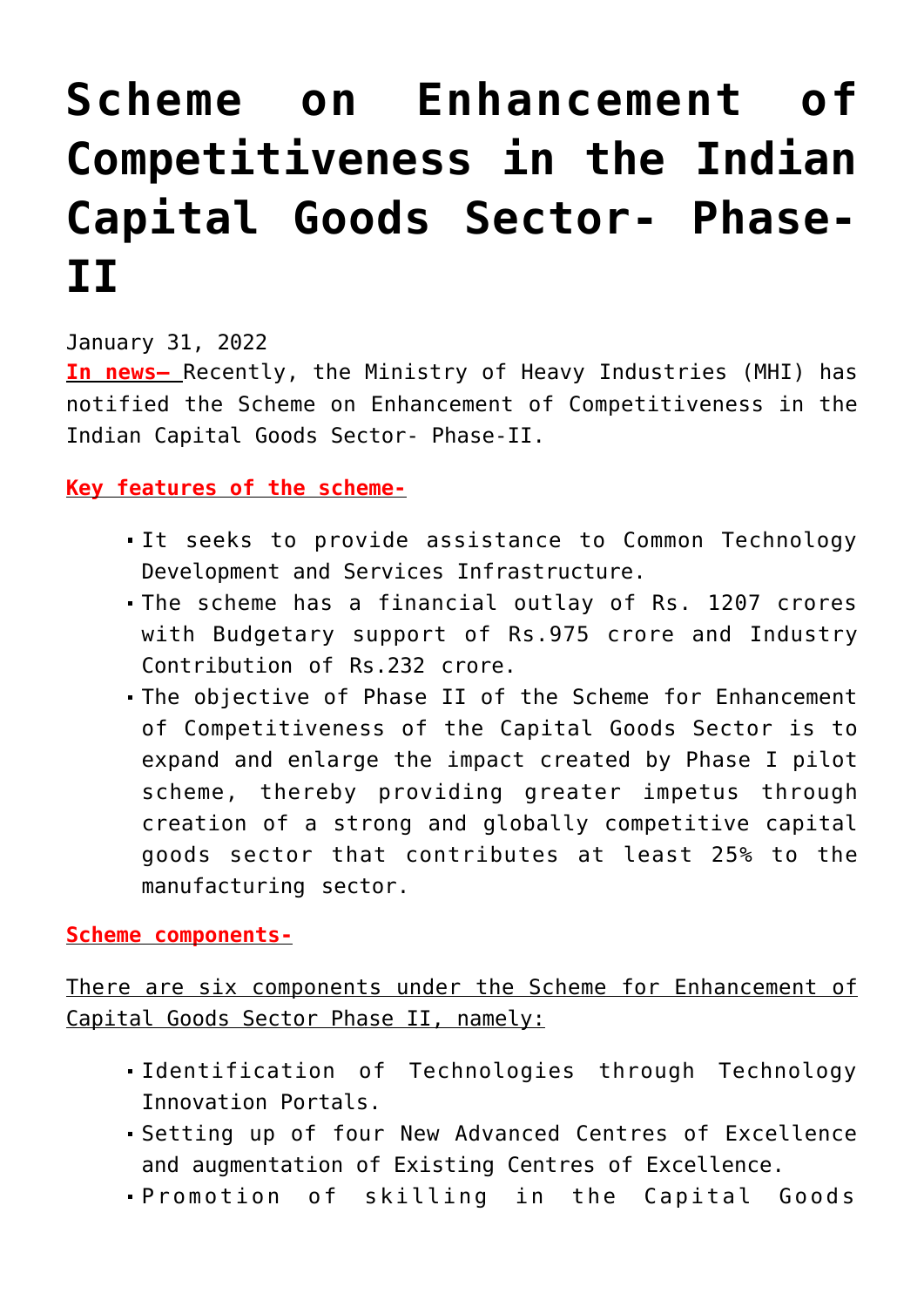# Scheme on Enhancement of Competitiveness in the Indian Capital Goods Sector- Phase-II

January 31, 2022

**In news–** Recently, the Ministry of Heavy Industries (MHI) has notified the Scheme on Enhancement of Competitiveness in the Indian Capital Goods Sector- Phase-II.

**Key features of the scheme-**

- It seeks to provide assistance to Common Technology Development and Services Infrastructure.
- The scheme has a financial outlay of Rs. 1207 crores with Budgetary support of Rs.975 crore and Industry Contribution of Rs.232 crore.
- The objective of Phase II of the Scheme for Enhancement of Competitiveness of the Capital Goods Sector is to expand and enlarge the impact created by Phase I pilot scheme, thereby providing greater impetus through creation of a strong and globally competitive capital goods sector that contributes at least 25% to the manufacturing sector.

**Scheme components-**

There are six components under the Scheme for Enhancement of Capital Goods Sector Phase II, namely:

- Identification of Technologies through Technology Innovation Portals.
- Setting up of four New Advanced Centres of Excellence and augmentation of Existing Centres of Excellence.
- Promotion of skilling in the Capital Goods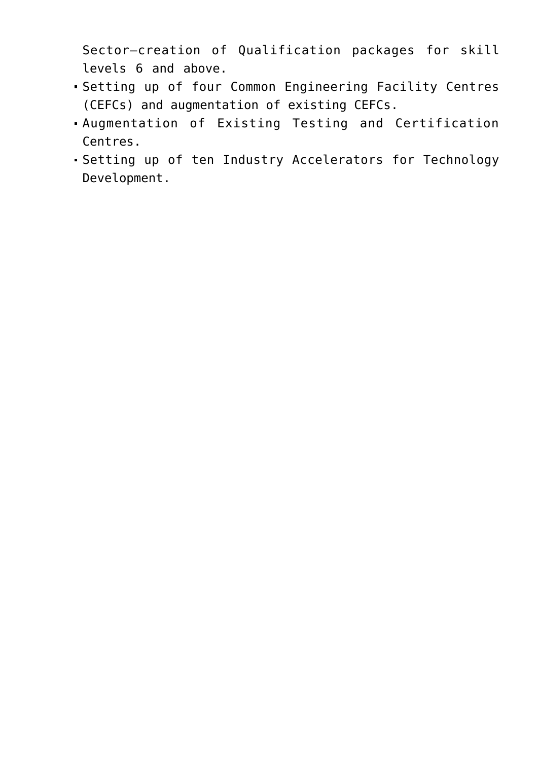Sector–creation of Qualification packages for skill levels 6 and above.

- Setting up of four Common Engineering Facility Centres (CEFCs) and augmentation of existing CEFCs.
- Augmentation of Existing Testing and Certification Centres.
- Setting up of ten Industry Accelerators for Technology Development.